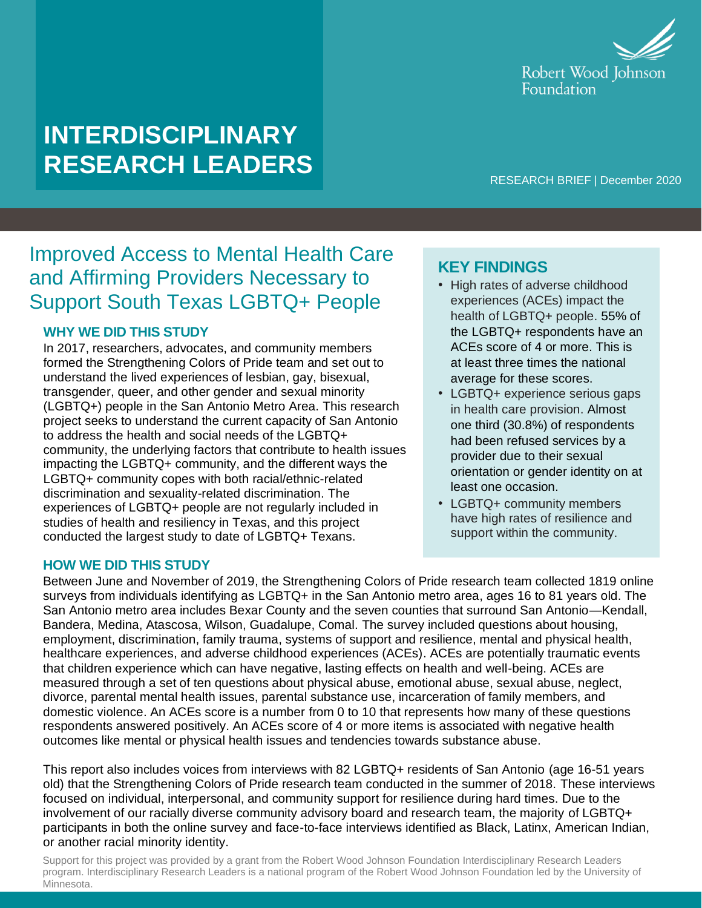Robert Wood Johnson Foundation

# INTERDISCIPLINARY RESEARCH LEADERS

RESEARCH BRIEF | December 2020

## Improved Access to Mental Health Care and Affirming Providers Necessary to Support South Texas LGBTQ+ People

### KEY FINDINGS

- High rates of adverse childhood experiences (ACEs) impact the health of LGBTQ+ people. 55% of the LGBTQ+ respondents have an ACEs score of 4 or more. This is at least three times the national average for these scores.
- LGBTQ+ experience serious gaps in health care provision. Almost one third (30.8%) of respondents had been refused services by a provider due to their sexual orientation or gender identity on at least one occasion.
- LGBTQ+ community members have high rates of resilience and support within the community.

### WHY WE DID THIS STUDY

In 2017, researchers, advocates, and community members formed the Strengthening Colors of Pride team and set out to understand the lived experiences of lesbian, gay, bisexual, transgender, queer, and other gender and sexual minority (LGBTQ+) people in the San Antonio Metro Area. This research project seeks to understand the current capacity of San Antonio to address the health and social needs of the LGBTQ+ community, the underlying factors that contribute to health issues impacting the LGBTQ+ community, and the different ways the LGBTQ+ community copes with both racial/ethnic-related discrimination and sexuality-related discrimination. The experiences of LGBTQ+ people are not regularly included in studies of health and resiliency in Texas, and this project conducted the largest study to date of LGBTQ+ Texans.

### HOW WE DID THIS STUDY

Between June and November of 2019, the Strengthening Colors of Pride research team collected 1819 online surveys from individuals identifying as LGBTQ+ in the San Antonio metro area, ages 16 to 81 years old. The San Antonio metro area includes Bexar County and the seven counties that surround San Antonio—Kendall, Bandera, Medina, Atascosa, Wilson, Guadalupe, Comal. The survey included questions about housing, employment, discrimination, family trauma, systems of support and resilience, mental and physical health, healthcare experiences, and adverse childhood experiences (ACEs). ACEs are potentially traumatic events that children experience which can have negative, lasting effects on health and well-being. ACEs are measured through a set of ten questions about physical abuse, emotional abuse, sexual abuse, neglect, divorce, parental mental health issues, parental substance use, incarceration of family members, and domestic violence. An ACEs score is a number from 0 to 10 that represents how many of these questions respondents answered positively. An ACEs score of 4 or more items is associated with negative health outcomes like mental or physical health issues and tendencies towards substance abuse.

This report also includes voices from interviews with 82 LGBTQ+ residents of San Antonio (age 16-51 years old) that the Strengthening Colors of Pride research team conducted in the summer of 2018. These interviews focused on individual, interpersonal, and community support for resilience during hard times. Due to the involvement of our racially diverse community advisory board and research team, the majority of LGBTQ+ participants in both the online survey and face-to-face interviews identified as Black, Latinx, American Indian, or another racial minority identity.

Support for this project was provided by a grant from the Robert Wood Johnson Foundation Interdisciplinary Research Leaders program. Interdisciplinary Research Leaders is a national program of the Robert Wood Johnson Foundation led by the University of Minnesota.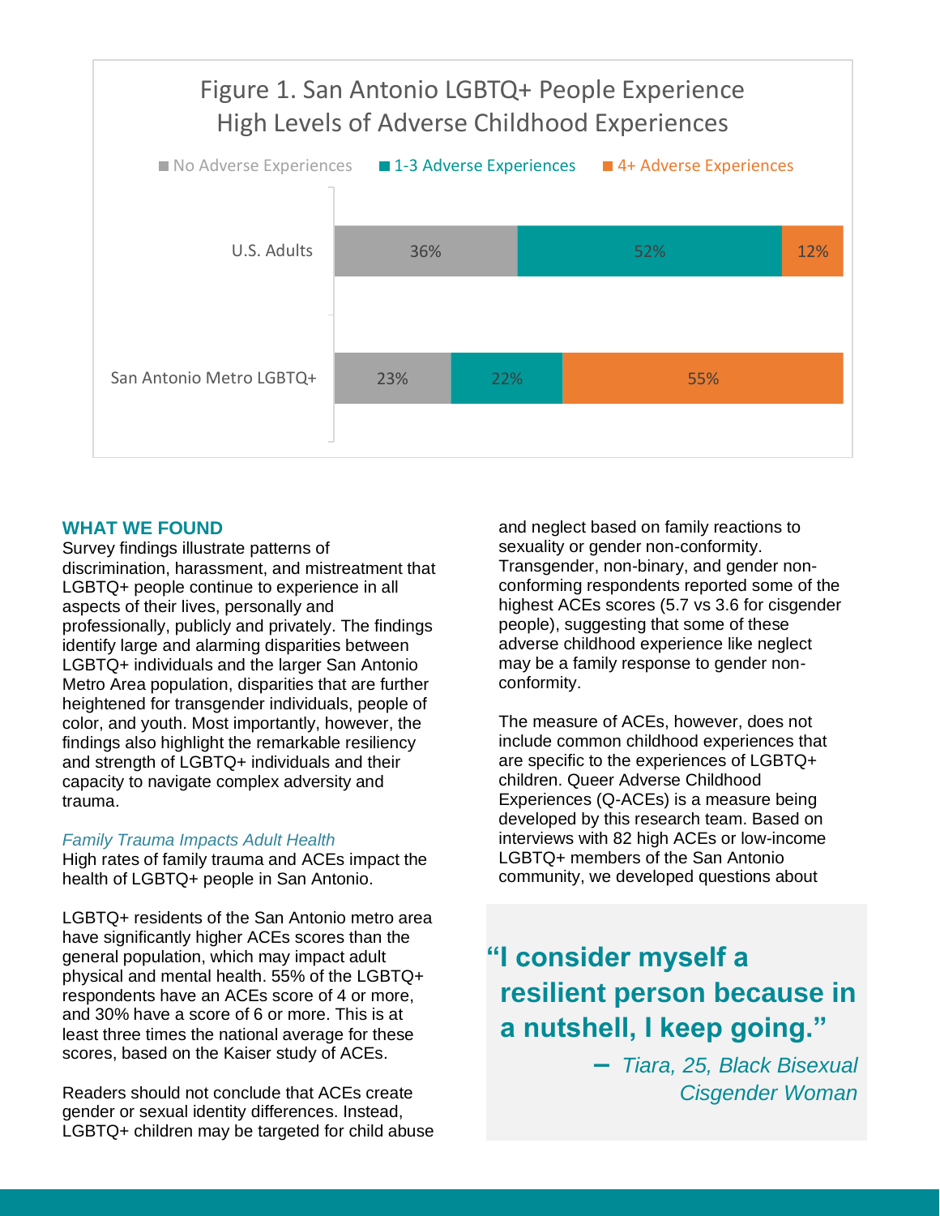Figure 1. San Antonio LGBTQ+ People Experience High Levels of Adverse Childhood Experiences

| | No Adverse Experiences | 1-3 Adverse Experiences | 4+ Adverse Experiences |
|---|---|---|---|
| U.S. Adults | 36% | 52% | 12% |
| San Antonio Metro LGBTQ+ | 23% | 22% | 55% |

## WHAT WE FOUND

Survey findings illustrate patterns of discrimination, harassment, and mistreatment that LGBTQ+ people continue to experience in all aspects of their lives, personally and professionally, publicly and privately. The findings identify large and alarming disparities between LGBTQ+ individuals and the larger San Antonio Metro Area population, disparities that are further heightened for transgender individuals, people of color, and youth. Most importantly, however, the findings also highlight the remarkable resiliency and strength of LGBTQ+ individuals and their capacity to navigate complex adversity and trauma.

### *Family Trauma Impacts Adult Health*

High rates of family trauma and ACEs impact the health of LGBTQ+ people in San Antonio.

LGBTQ+ residents of the San Antonio metro area have significantly higher ACEs scores than the general population, which may impact adult physical and mental health. 55% of the LGBTQ+ respondents have an ACEs score of 4 or more, and 30% have a score of 6 or more. This is at least three times the national average for these scores, based on the Kaiser study of ACEs.

Readers should not conclude that ACEs create gender or sexual identity differences. Instead, LGBTQ+ children may be targeted for child abuse and neglect based on family reactions to sexuality or gender non-conformity. Transgender, non-binary, and gender non-conforming respondents reported some of the highest ACEs scores (5.7 vs 3.6 for cisgender people), suggesting that some of these adverse childhood experience like neglect may be a family response to gender non-conformity.

The measure of ACEs, however, does not include common childhood experiences that are specific to the experiences of LGBTQ+ children. Queer Adverse Childhood Experiences (Q-ACEs) is a measure being developed by this research team. Based on interviews with 82 high ACEs or low-income LGBTQ+ members of the San Antonio community, we developed questions about

> **"I consider myself a resilient person because in a nutshell, I keep going."**
>
> – *Tiara, 25, Black Bisexual Cisgender Woman*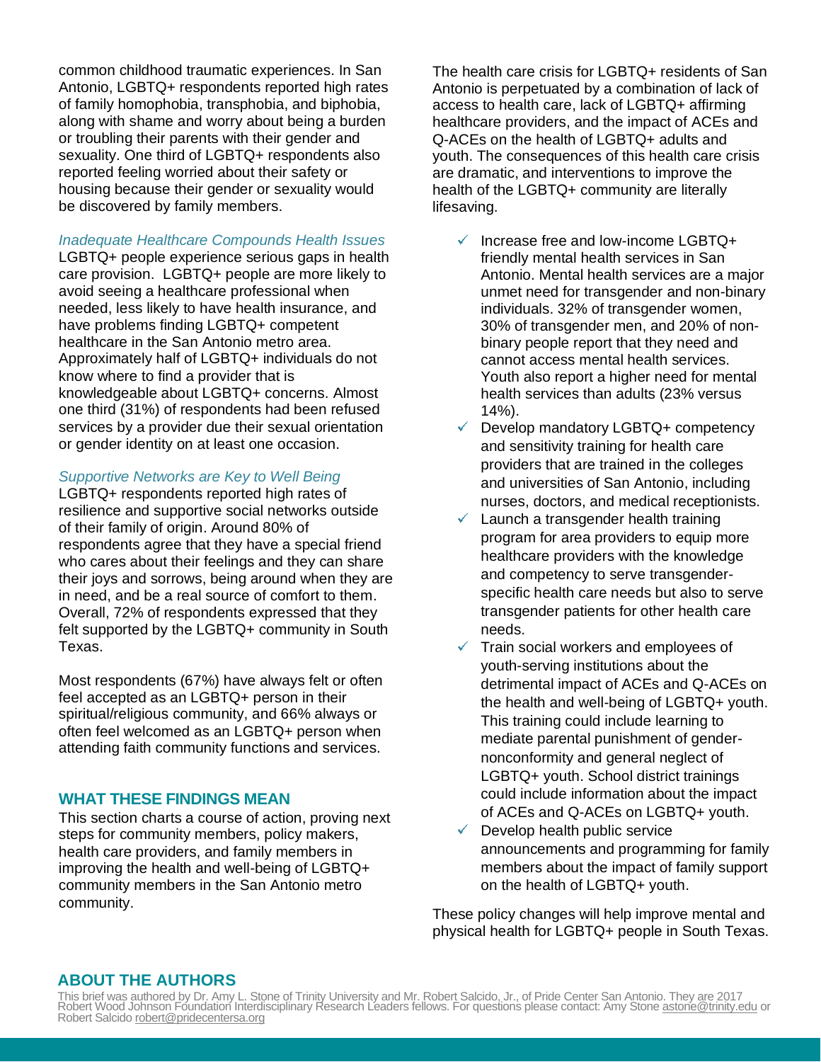common childhood traumatic experiences. In San Antonio, LGBTQ+ respondents reported high rates of family homophobia, transphobia, and biphobia, along with shame and worry about being a burden or troubling their parents with their gender and sexuality. One third of LGBTQ+ respondents also reported feeling worried about their safety or housing because their gender or sexuality would be discovered by family members.

*Inadequate Healthcare Compounds Health Issues*

LGBTQ+ people experience serious gaps in health care provision. LGBTQ+ people are more likely to avoid seeing a healthcare professional when needed, less likely to have health insurance, and have problems finding LGBTQ+ competent healthcare in the San Antonio metro area. Approximately half of LGBTQ+ individuals do not know where to find a provider that is knowledgeable about LGBTQ+ concerns. Almost one third (31%) of respondents had been refused services by a provider due their sexual orientation or gender identity on at least one occasion.

*Supportive Networks are Key to Well Being*

LGBTQ+ respondents reported high rates of resilience and supportive social networks outside of their family of origin. Around 80% of respondents agree that they have a special friend who cares about their feelings and they can share their joys and sorrows, being around when they are in need, and be a real source of comfort to them. Overall, 72% of respondents expressed that they felt supported by the LGBTQ+ community in South Texas.

Most respondents (67%) have always felt or often feel accepted as an LGBTQ+ person in their spiritual/religious community, and 66% always or often feel welcomed as an LGBTQ+ person when attending faith community functions and services.

## WHAT THESE FINDINGS MEAN

This section charts a course of action, proving next steps for community members, policy makers, health care providers, and family members in improving the health and well-being of LGBTQ+ community members in the San Antonio metro community.

The health care crisis for LGBTQ+ residents of San Antonio is perpetuated by a combination of lack of access to health care, lack of LGBTQ+ affirming healthcare providers, and the impact of ACEs and Q-ACEs on the health of LGBTQ+ adults and youth. The consequences of this health care crisis are dramatic, and interventions to improve the health of the LGBTQ+ community are literally lifesaving.

- ✓ Increase free and low-income LGBTQ+ friendly mental health services in San Antonio. Mental health services are a major unmet need for transgender and non-binary individuals. 32% of transgender women, 30% of transgender men, and 20% of non-binary people report that they need and cannot access mental health services. Youth also report a higher need for mental health services than adults (23% versus 14%).
- ✓ Develop mandatory LGBTQ+ competency and sensitivity training for health care providers that are trained in the colleges and universities of San Antonio, including nurses, doctors, and medical receptionists.
- ✓ Launch a transgender health training program for area providers to equip more healthcare providers with the knowledge and competency to serve transgender-specific health care needs but also to serve transgender patients for other health care needs.
- ✓ Train social workers and employees of youth-serving institutions about the detrimental impact of ACEs and Q-ACEs on the health and well-being of LGBTQ+ youth. This training could include learning to mediate parental punishment of gender-nonconformity and general neglect of LGBTQ+ youth. School district trainings could include information about the impact of ACEs and Q-ACEs on LGBTQ+ youth.
- ✓ Develop health public service announcements and programming for family members about the impact of family support on the health of LGBTQ+ youth.

These policy changes will help improve mental and physical health for LGBTQ+ people in South Texas.

## ABOUT THE AUTHORS

This brief was authored by Dr. Amy L. Stone of Trinity University and Mr. Robert Salcido, Jr., of Pride Center San Antonio. They are 2017 Robert Wood Johnson Foundation Interdisciplinary Research Leaders fellows. For questions please contact: Amy Stone astone@trinity.edu or Robert Salcido robert@pridecentersa.org